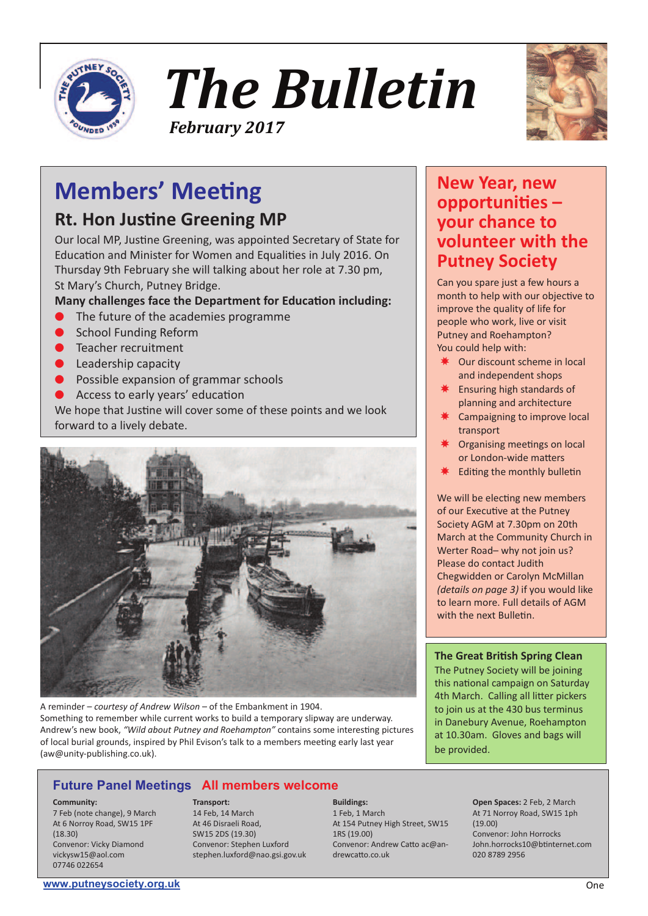# The Bulletin

***February 2017***

## Members' Meeting

### Rt. Hon Justine Greening MP

Our local MP, Justine Greening, was appointed Secretary of State for Education and Minister for Women and Equalities in July 2016. On Thursday 9th February she will talking about her role at 7.30 pm, St Mary's Church, Putney Bridge.

**Many challenges face the Department for Education including:**

- The future of the academies programme
- School Funding Reform
- Teacher recruitment
- Leadership capacity
- Possible expansion of grammar schools
- Access to early years' education

We hope that Justine will cover some of these points and we look forward to a lively debate.

A reminder – *courtesy of Andrew Wilson* – of the Embankment in 1904. Something to remember while current works to build a temporary slipway are underway. Andrew's new book, *"Wild about Putney and Roehampton"* contains some interesting pictures of local burial grounds, inspired by Phil Evison's talk to a members meeting early last year (aw@unity-publishing.co.uk).

## New Year, new opportunities – your chance to volunteer with the Putney Society

Can you spare just a few hours a month to help with our objective to improve the quality of life for people who work, live or visit Putney and Roehampton?

You could help with:

- Our discount scheme in local and independent shops
- Ensuring high standards of planning and architecture
- Campaigning to improve local transport
- Organising meetings on local or London-wide matters
- Editing the monthly bulletin

We will be electing new members of our Executive at the Putney Society AGM at 7.30pm on 20th March at the Community Church in Werter Road– why not join us? Please do contact Judith Chegwidden or Carolyn McMillan *(details on page 3)* if you would like to learn more. Full details of AGM with the next Bulletin.

### The Great British Spring Clean

The Putney Society will be joining this national campaign on Saturday 4th March. Calling all litter pickers to join us at the 430 bus terminus in Danebury Avenue, Roehampton at 10.30am. Gloves and bags will be provided.

## Future Panel Meetings All members welcome

**Community:**
7 Feb (note change), 9 March
At 6 Norroy Road, SW15 1PF (18.30)
Convenor: Vicky Diamond
vickysw15@aol.com
07746 022654

**Transport:**
14 Feb, 14 March
At 46 Disraeli Road, SW15 2DS (19.30)
Convenor: Stephen Luxford
stephen.luxford@nao.gsi.gov.uk

**Buildings:**
1 Feb, 1 March
At 154 Putney High Street, SW15 1RS (19.00)
Convenor: Andrew Catto ac@andrewcatto.co.uk

**Open Spaces:** 2 Feb, 2 March
At 71 Norroy Road, SW15 1ph (19.00)
Convenor: John Horrocks
John.horrocks10@btinternet.com
020 8789 2956

www.putneysociety.org.uk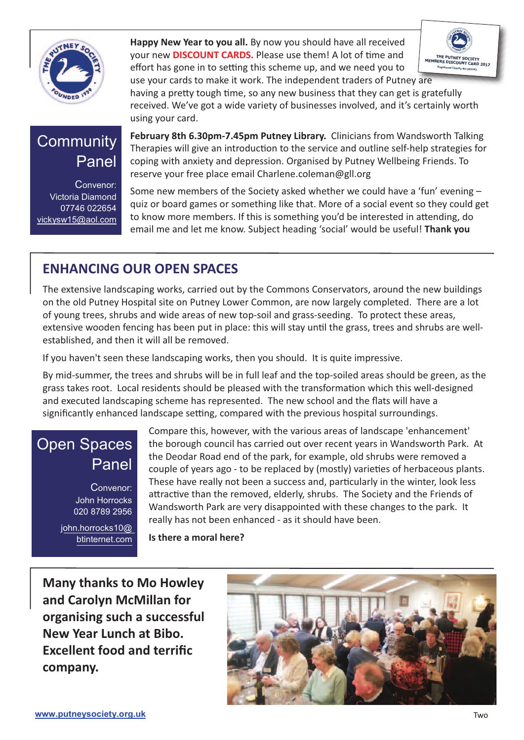**Happy New Year to you all.** By now you should have all received your new **DISCOUNT CARDS.** Please use them! A lot of time and effort has gone in to setting this scheme up, and we need you to use your cards to make it work. The independent traders of Putney are having a pretty tough time, so any new business that they can get is gratefully received. We've got a wide variety of businesses involved, and it's certainly worth using your card.

## Community Panel

Convenor: Victoria Diamond
07746 022654
vickysw15@aol.com

**February 8th 6.30pm-7.45pm Putney Library.** Clinicians from Wandsworth Talking Therapies will give an introduction to the service and outline self-help strategies for coping with anxiety and depression. Organised by Putney Wellbeing Friends. To reserve your free place email Charlene.coleman@gll.org

Some new members of the Society asked whether we could have a 'fun' evening – quiz or board games or something like that. More of a social event so they could get to know more members. If this is something you'd be interested in attending, do email me and let me know. Subject heading 'social' would be useful! **Thank you**

## ENHANCING OUR OPEN SPACES

The extensive landscaping works, carried out by the Commons Conservators, around the new buildings on the old Putney Hospital site on Putney Lower Common, are now largely completed. There are a lot of young trees, shrubs and wide areas of new top-soil and grass-seeding. To protect these areas, extensive wooden fencing has been put in place: this will stay until the grass, trees and shrubs are well-established, and then it will all be removed.

If you haven't seen these landscaping works, then you should. It is quite impressive.

By mid-summer, the trees and shrubs will be in full leaf and the top-soiled areas should be green, as the grass takes root. Local residents should be pleased with the transformation which this well-designed and executed landscaping scheme has represented. The new school and the flats will have a significantly enhanced landscape setting, compared with the previous hospital surroundings.

## Open Spaces Panel

Convenor: John Horrocks
020 8789 2956
john.horrocks10@btinternet.com

Compare this, however, with the various areas of landscape 'enhancement' the borough council has carried out over recent years in Wandsworth Park. At the Deodar Road end of the park, for example, old shrubs were removed a couple of years ago - to be replaced by (mostly) varieties of herbaceous plants. These have really not been a success and, particularly in the winter, look less attractive than the removed, elderly, shrubs. The Society and the Friends of Wandsworth Park are very disappointed with these changes to the park. It really has not been enhanced - as it should have been.

**Is there a moral here?**

**Many thanks to Mo Howley and Carolyn McMillan for organising such a successful New Year Lunch at Bibo. Excellent food and terrific company.**

www.putneysociety.org.uk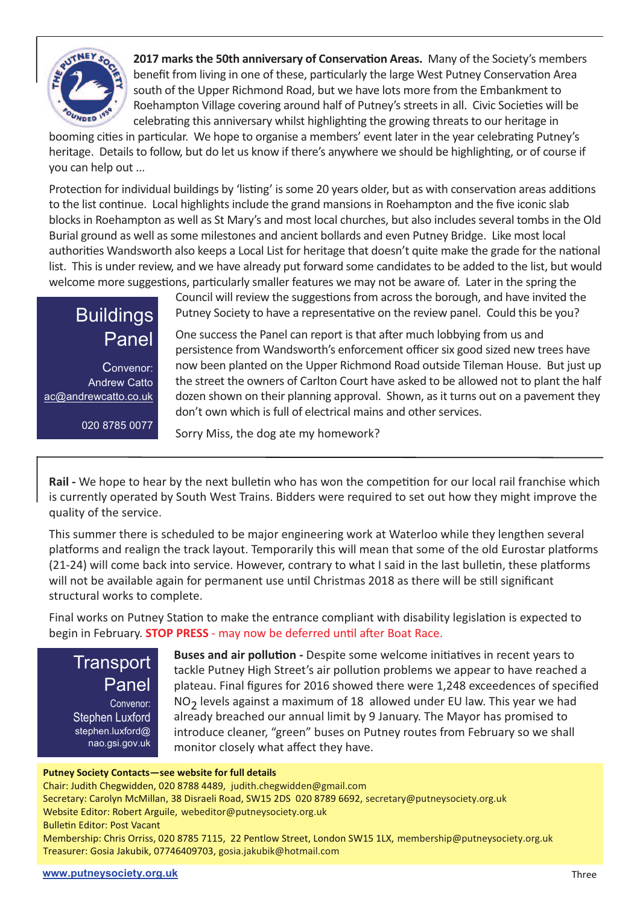**2017 marks the 50th anniversary of Conservation Areas.** Many of the Society's members benefit from living in one of these, particularly the large West Putney Conservation Area south of the Upper Richmond Road, but we have lots more from the Embankment to Roehampton Village covering around half of Putney's streets in all. Civic Societies will be celebrating this anniversary whilst highlighting the growing threats to our heritage in booming cities in particular. We hope to organise a members' event later in the year celebrating Putney's heritage. Details to follow, but do let us know if there's anywhere we should be highlighting, or of course if you can help out ...

Protection for individual buildings by 'listing' is some 20 years older, but as with conservation areas additions to the list continue. Local highlights include the grand mansions in Roehampton and the five iconic slab blocks in Roehampton as well as St Mary's and most local churches, but also includes several tombs in the Old Burial ground as well as some milestones and ancient bollards and even Putney Bridge. Like most local authorities Wandsworth also keeps a Local List for heritage that doesn't quite make the grade for the national list. This is under review, and we have already put forward some candidates to be added to the list, but would welcome more suggestions, particularly smaller features we may not be aware of. Later in the spring the Council will review the suggestions from across the borough, and have invited the Putney Society to have a representative on the review panel. Could this be you?

## Buildings Panel

Convenor: Andrew Catto
ac@andrewcatto.co.uk
020 8785 0077

One success the Panel can report is that after much lobbying from us and persistence from Wandsworth's enforcement officer six good sized new trees have now been planted on the Upper Richmond Road outside Tileman House. But just up the street the owners of Carlton Court have asked to be allowed not to plant the half dozen shown on their planning approval. Shown, as it turns out on a pavement they don't own which is full of electrical mains and other services.

Sorry Miss, the dog ate my homework?

---

**Rail -** We hope to hear by the next bulletin who has won the competition for our local rail franchise which is currently operated by South West Trains. Bidders were required to set out how they might improve the quality of the service.

This summer there is scheduled to be major engineering work at Waterloo while they lengthen several platforms and realign the track layout. Temporarily this will mean that some of the old Eurostar platforms (21-24) will come back into service. However, contrary to what I said in the last bulletin, these platforms will not be available again for permanent use until Christmas 2018 as there will be still significant structural works to complete.

Final works on Putney Station to make the entrance compliant with disability legislation is expected to begin in February. **STOP PRESS** - may now be deferred until after Boat Race.

## Transport Panel

Convenor: Stephen Luxford
stephen.luxford@nao.gsi.gov.uk

**Buses and air pollution -** Despite some welcome initiatives in recent years to tackle Putney High Street's air pollution problems we appear to have reached a plateau. Final figures for 2016 showed there were 1,248 exceedences of specified $NO_2$ levels against a maximum of 18 allowed under EU law. This year we had already breached our annual limit by 9 January. The Mayor has promised to introduce cleaner, "green" buses on Putney routes from February so we shall monitor closely what affect they have.

**Putney Society Contacts—see website for full details**
Chair: Judith Chegwidden, 020 8788 4489, judith.chegwidden@gmail.com
Secretary: Carolyn McMillan, 38 Disraeli Road, SW15 2DS 020 8789 6692, secretary@putneysociety.org.uk
Website Editor: Robert Arguile, webeditor@putneysociety.org.uk
Bulletin Editor: Post Vacant
Membership: Chris Orriss, 020 8785 7115, 22 Pentlow Street, London SW15 1LX, membership@putneysociety.org.uk
Treasurer: Gosia Jakubik, 07746409703, gosia.jakubik@hotmail.com

www.putneysociety.org.uk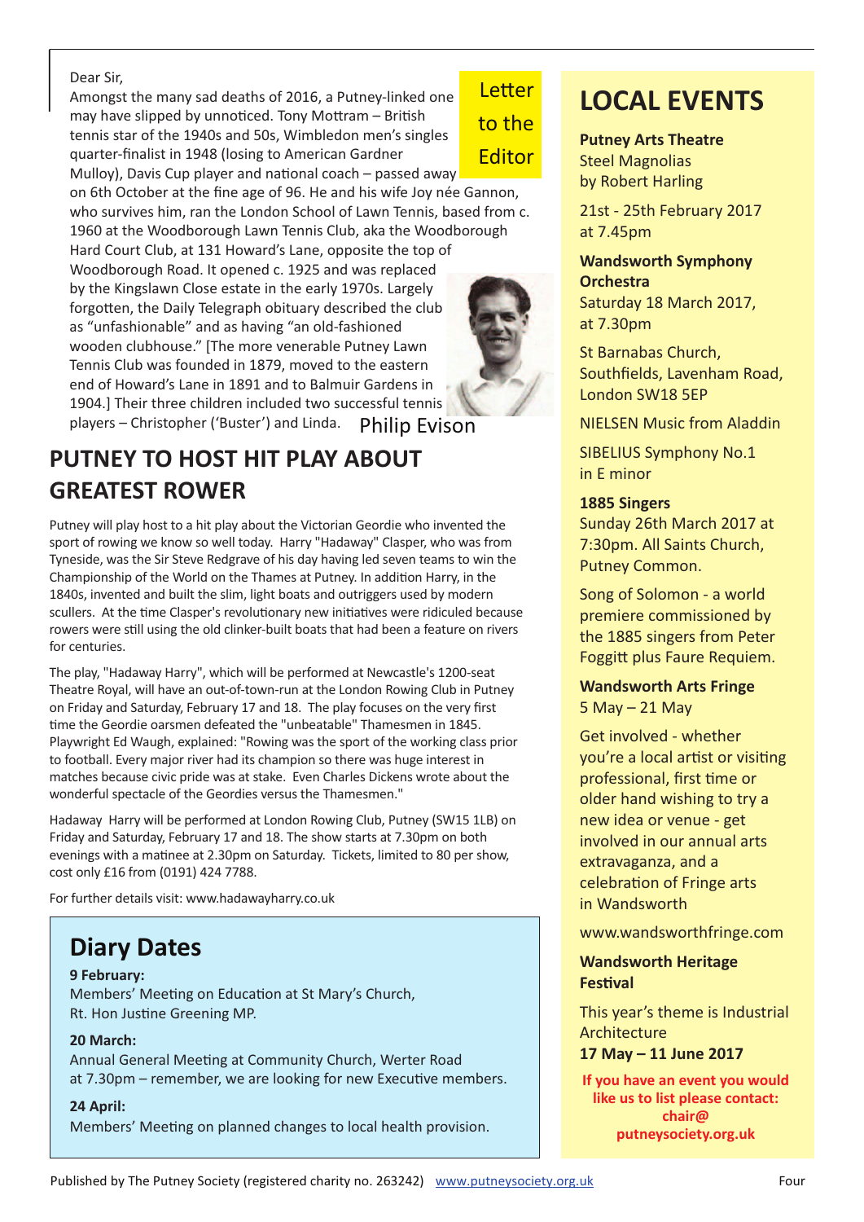## Letter to the Editor

Dear Sir,

Amongst the many sad deaths of 2016, a Putney-linked one may have slipped by unnoticed. Tony Mottram – British tennis star of the 1940s and 50s, Wimbledon men's singles quarter-finalist in 1948 (losing to American Gardner Mulloy), Davis Cup player and national coach – passed away on 6th October at the fine age of 96. He and his wife Joy née Gannon, who survives him, ran the London School of Lawn Tennis, based from c. 1960 at the Woodborough Lawn Tennis Club, aka the Woodborough Hard Court Club, at 131 Howard's Lane, opposite the top of Woodborough Road. It opened c. 1925 and was replaced by the Kingslawn Close estate in the early 1970s. Largely forgotten, the Daily Telegraph obituary described the club as "unfashionable" and as having "an old-fashioned wooden clubhouse." [The more venerable Putney Lawn Tennis Club was founded in 1879, moved to the eastern end of Howard's Lane in 1891 and to Balmuir Gardens in 1904.] Their three children included two successful tennis players – Christopher ('Buster') and Linda.

Philip Evison

## PUTNEY TO HOST HIT PLAY ABOUT GREATEST ROWER

Putney will play host to a hit play about the Victorian Geordie who invented the sport of rowing we know so well today. Harry "Hadaway" Clasper, who was from Tyneside, was the Sir Steve Redgrave of his day having led seven teams to win the Championship of the World on the Thames at Putney. In addition Harry, in the 1840s, invented and built the slim, light boats and outriggers used by modern scullers. At the time Clasper's revolutionary new initiatives were ridiculed because rowers were still using the old clinker-built boats that had been a feature on rivers for centuries.

The play, "Hadaway Harry", which will be performed at Newcastle's 1200-seat Theatre Royal, will have an out-of-town-run at the London Rowing Club in Putney on Friday and Saturday, February 17 and 18. The play focuses on the very first time the Geordie oarsmen defeated the "unbeatable" Thamesmen in 1845. Playwright Ed Waugh, explained: "Rowing was the sport of the working class prior to football. Every major river had its champion so there was huge interest in matches because civic pride was at stake. Even Charles Dickens wrote about the wonderful spectacle of the Geordies versus the Thamesmen."

Hadaway Harry will be performed at London Rowing Club, Putney (SW15 1LB) on Friday and Saturday, February 17 and 18. The show starts at 7.30pm on both evenings with a matinee at 2.30pm on Saturday. Tickets, limited to 80 per show, cost only £16 from (0191) 424 7788.

For further details visit: www.hadawayharry.co.uk

## Diary Dates

**9 February:**
Members' Meeting on Education at St Mary's Church,
Rt. Hon Justine Greening MP.

**20 March:**
Annual General Meeting at Community Church, Werter Road
at 7.30pm – remember, we are looking for new Executive members.

**24 April:**
Members' Meeting on planned changes to local health provision.

## LOCAL EVENTS

**Putney Arts Theatre**
Steel Magnolias
by Robert Harling

21st - 25th February 2017
at 7.45pm

**Wandsworth Symphony Orchestra**
Saturday 18 March 2017,
at 7.30pm

St Barnabas Church,
Southfields, Lavenham Road,
London SW18 5EP

NIELSEN Music from Aladdin

SIBELIUS Symphony No.1
in E minor

**1885 Singers**
Sunday 26th March 2017 at 7:30pm. All Saints Church, Putney Common.

Song of Solomon - a world premiere commissioned by the 1885 singers from Peter Foggitt plus Faure Requiem.

**Wandsworth Arts Fringe**
5 May – 21 May

Get involved - whether you're a local artist or visiting professional, first time or older hand wishing to try a new idea or venue - get involved in our annual arts extravaganza, and a celebration of Fringe arts in Wandsworth

www.wandsworthfringe.com

**Wandsworth Heritage Festival**

This year's theme is Industrial Architecture
**17 May – 11 June 2017**

**If you have an event you would like us to list please contact: chair@putneysociety.org.uk**

Published by The Putney Society (registered charity no. 263242) www.putneysociety.org.uk